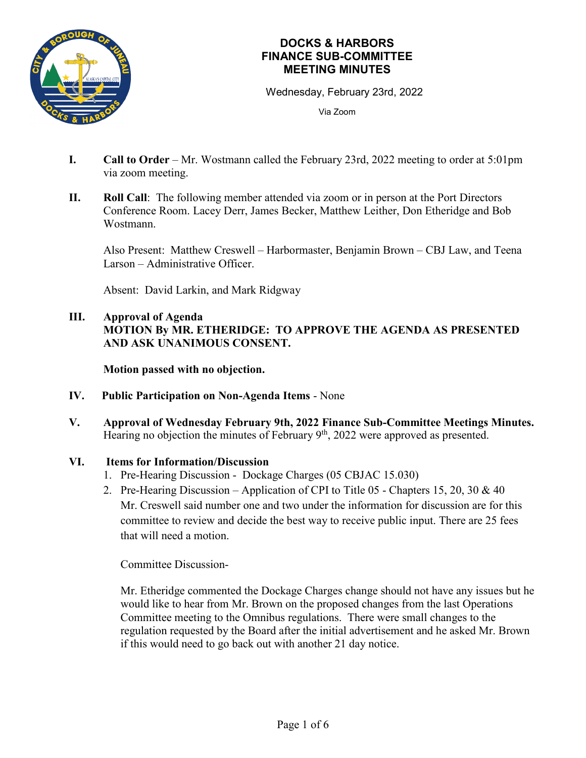# DOCKS & HARBORS FINANCE SUB-COMMITTEE MEETING MINUTES

Wednesday, February 23rd, 2022

Via Zoom

**I. Call to Order** – Mr. Wostmann called the February 23rd, 2022 meeting to order at 5:01pm via zoom meeting.

**II. Roll Call**: The following member attended via zoom or in person at the Port Directors Conference Room. Lacey Derr, James Becker, Matthew Leither, Don Etheridge and Bob Wostmann.

Also Present: Matthew Creswell – Harbormaster, Benjamin Brown – CBJ Law, and Teena Larson – Administrative Officer.

Absent: David Larkin, and Mark Ridgway

**III. Approval of Agenda**
**MOTION By MR. ETHERIDGE: TO APPROVE THE AGENDA AS PRESENTED AND ASK UNANIMOUS CONSENT.**

**Motion passed with no objection.**

**IV. Public Participation on Non-Agenda Items** - None

**V. Approval of Wednesday February 9th, 2022 Finance Sub-Committee Meetings Minutes.**
Hearing no objection the minutes of February 9th, 2022 were approved as presented.

**VI. Items for Information/Discussion**

1. Pre-Hearing Discussion - Dockage Charges (05 CBJAC 15.030)
2. Pre-Hearing Discussion – Application of CPI to Title 05 - Chapters 15, 20, 30 & 40

Mr. Creswell said number one and two under the information for discussion are for this committee to review and decide the best way to receive public input. There are 25 fees that will need a motion.

Committee Discussion-

Mr. Etheridge commented the Dockage Charges change should not have any issues but he would like to hear from Mr. Brown on the proposed changes from the last Operations Committee meeting to the Omnibus regulations. There were small changes to the regulation requested by the Board after the initial advertisement and he asked Mr. Brown if this would need to go back out with another 21 day notice.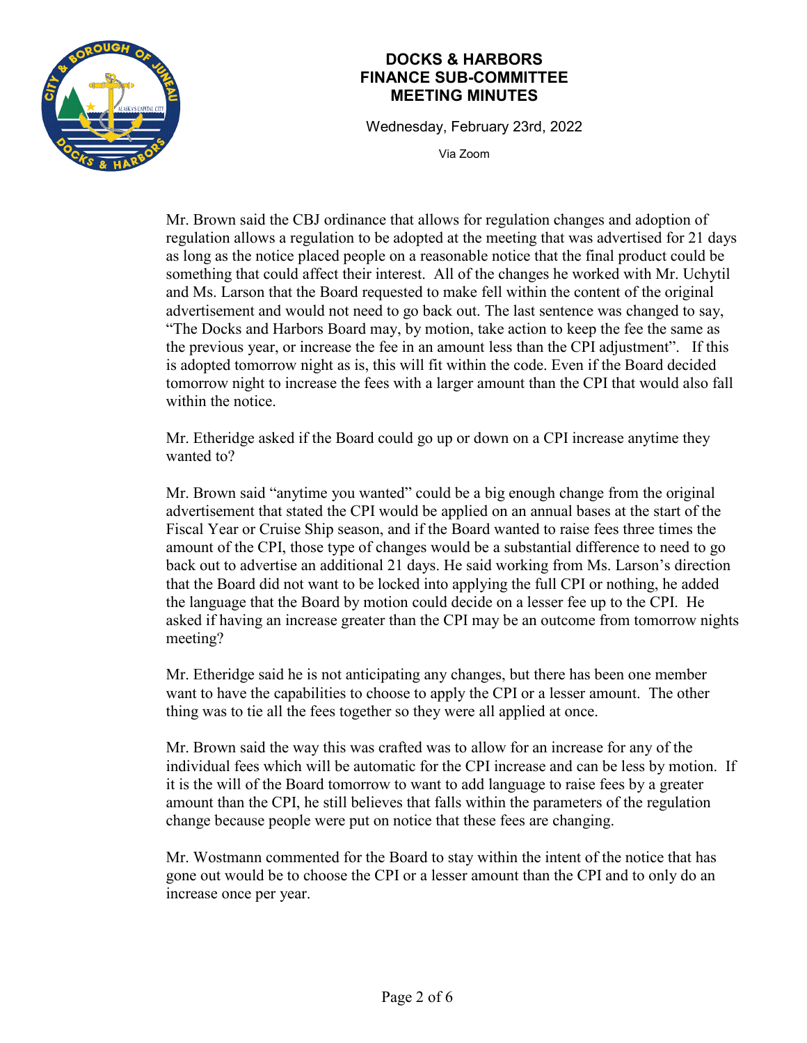# DOCKS & HARBORS FINANCE SUB-COMMITTEE MEETING MINUTES

Wednesday, February 23rd, 2022

Via Zoom

Mr. Brown said the CBJ ordinance that allows for regulation changes and adoption of regulation allows a regulation to be adopted at the meeting that was advertised for 21 days as long as the notice placed people on a reasonable notice that the final product could be something that could affect their interest. All of the changes he worked with Mr. Uchytil and Ms. Larson that the Board requested to make fell within the content of the original advertisement and would not need to go back out. The last sentence was changed to say, "The Docks and Harbors Board may, by motion, take action to keep the fee the same as the previous year, or increase the fee in an amount less than the CPI adjustment". If this is adopted tomorrow night as is, this will fit within the code. Even if the Board decided tomorrow night to increase the fees with a larger amount than the CPI that would also fall within the notice.

Mr. Etheridge asked if the Board could go up or down on a CPI increase anytime they wanted to?

Mr. Brown said "anytime you wanted" could be a big enough change from the original advertisement that stated the CPI would be applied on an annual bases at the start of the Fiscal Year or Cruise Ship season, and if the Board wanted to raise fees three times the amount of the CPI, those type of changes would be a substantial difference to need to go back out to advertise an additional 21 days. He said working from Ms. Larson's direction that the Board did not want to be locked into applying the full CPI or nothing, he added the language that the Board by motion could decide on a lesser fee up to the CPI. He asked if having an increase greater than the CPI may be an outcome from tomorrow nights meeting?

Mr. Etheridge said he is not anticipating any changes, but there has been one member want to have the capabilities to choose to apply the CPI or a lesser amount. The other thing was to tie all the fees together so they were all applied at once.

Mr. Brown said the way this was crafted was to allow for an increase for any of the individual fees which will be automatic for the CPI increase and can be less by motion. If it is the will of the Board tomorrow to want to add language to raise fees by a greater amount than the CPI, he still believes that falls within the parameters of the regulation change because people were put on notice that these fees are changing.

Mr. Wostmann commented for the Board to stay within the intent of the notice that has gone out would be to choose the CPI or a lesser amount than the CPI and to only do an increase once per year.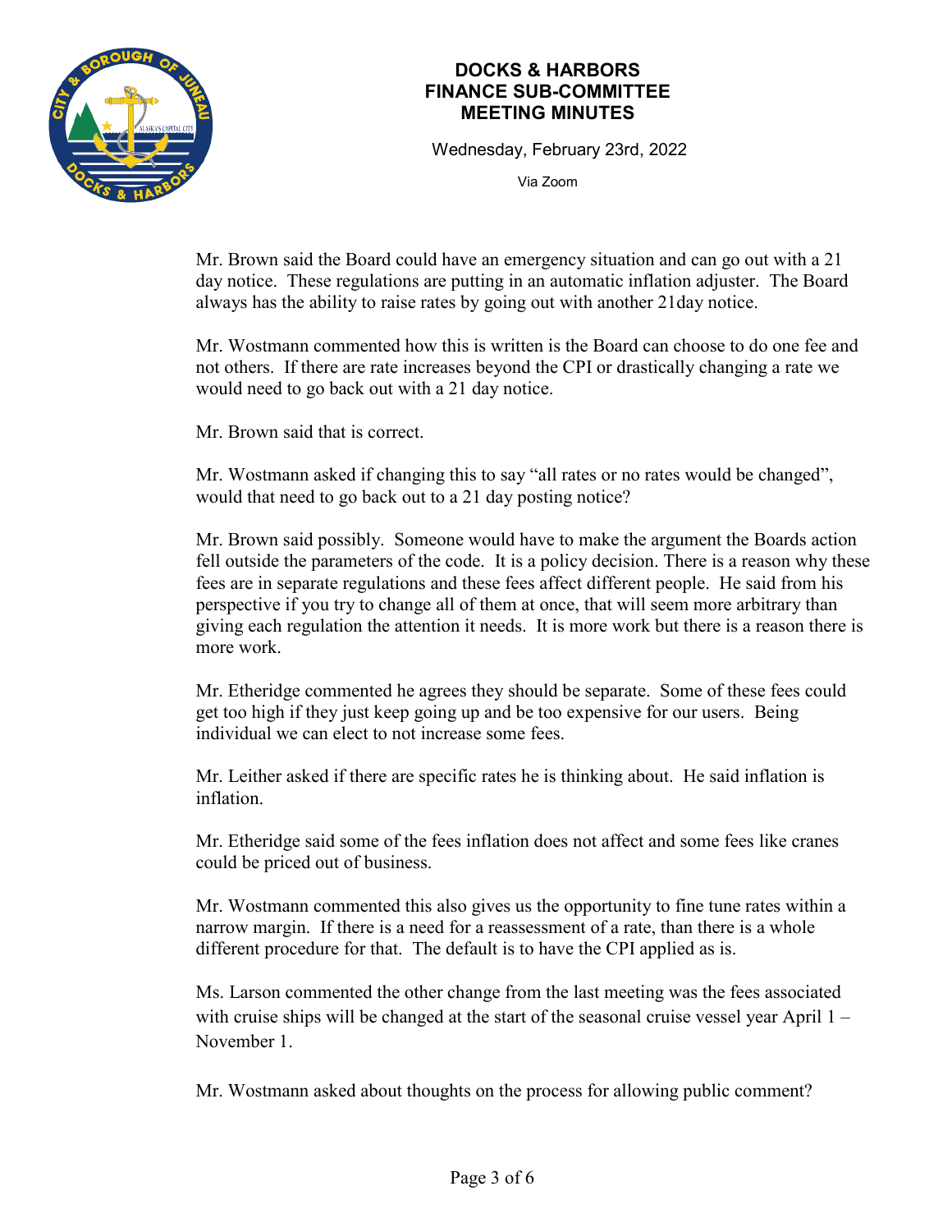# DOCKS & HARBORS FINANCE SUB-COMMITTEE MEETING MINUTES

Wednesday, February 23rd, 2022

Via Zoom

Mr. Brown said the Board could have an emergency situation and can go out with a 21 day notice. These regulations are putting in an automatic inflation adjuster. The Board always has the ability to raise rates by going out with another 21day notice.

Mr. Wostmann commented how this is written is the Board can choose to do one fee and not others. If there are rate increases beyond the CPI or drastically changing a rate we would need to go back out with a 21 day notice.

Mr. Brown said that is correct.

Mr. Wostmann asked if changing this to say "all rates or no rates would be changed", would that need to go back out to a 21 day posting notice?

Mr. Brown said possibly. Someone would have to make the argument the Boards action fell outside the parameters of the code. It is a policy decision. There is a reason why these fees are in separate regulations and these fees affect different people. He said from his perspective if you try to change all of them at once, that will seem more arbitrary than giving each regulation the attention it needs. It is more work but there is a reason there is more work.

Mr. Etheridge commented he agrees they should be separate. Some of these fees could get too high if they just keep going up and be too expensive for our users. Being individual we can elect to not increase some fees.

Mr. Leither asked if there are specific rates he is thinking about. He said inflation is inflation.

Mr. Etheridge said some of the fees inflation does not affect and some fees like cranes could be priced out of business.

Mr. Wostmann commented this also gives us the opportunity to fine tune rates within a narrow margin. If there is a need for a reassessment of a rate, than there is a whole different procedure for that. The default is to have the CPI applied as is.

Ms. Larson commented the other change from the last meeting was the fees associated with cruise ships will be changed at the start of the seasonal cruise vessel year April 1 – November 1.

Mr. Wostmann asked about thoughts on the process for allowing public comment?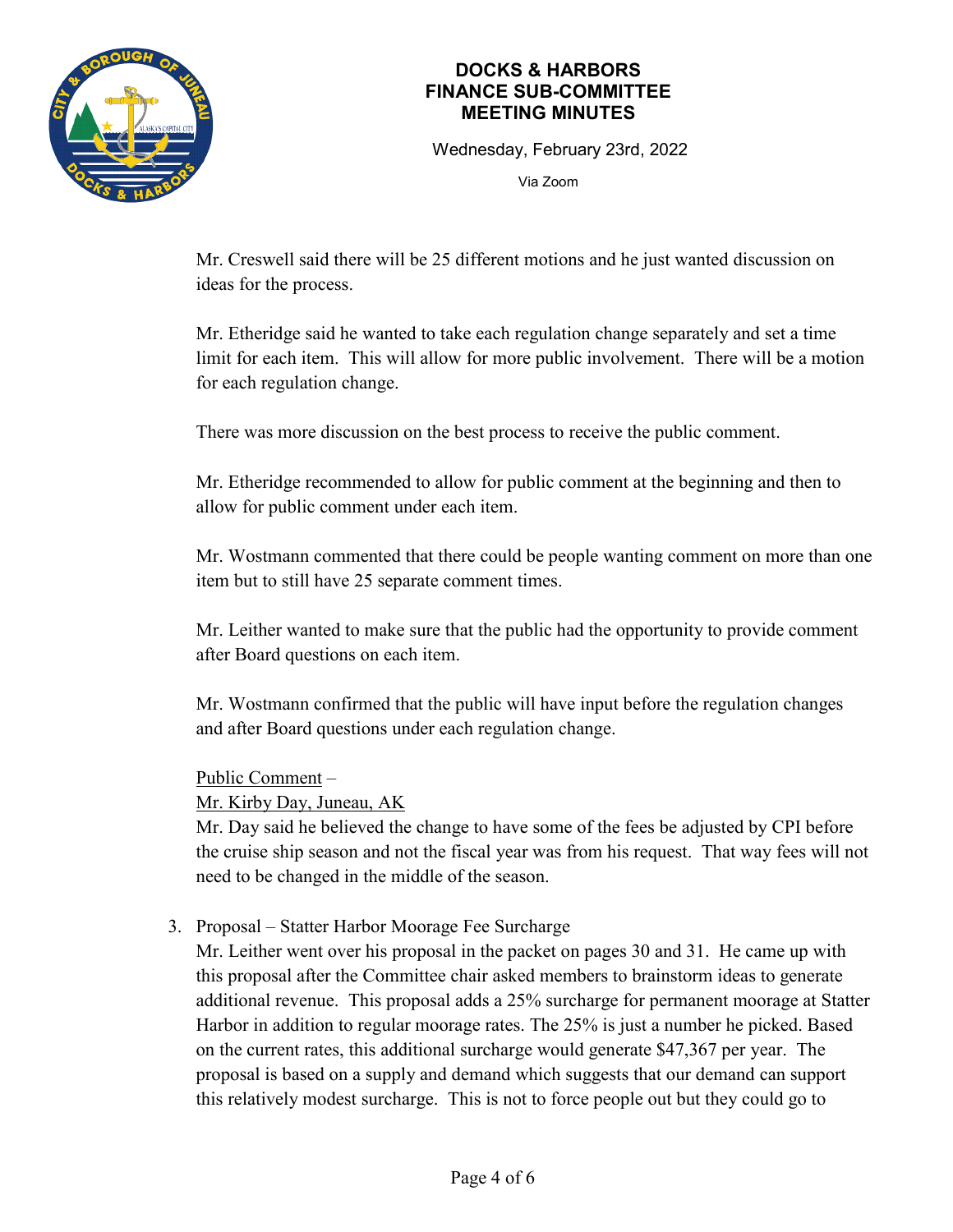# DOCKS & HARBORS FINANCE SUB-COMMITTEE MEETING MINUTES

Wednesday, February 23rd, 2022

Via Zoom

Mr. Creswell said there will be 25 different motions and he just wanted discussion on ideas for the process.

Mr. Etheridge said he wanted to take each regulation change separately and set a time limit for each item. This will allow for more public involvement. There will be a motion for each regulation change.

There was more discussion on the best process to receive the public comment.

Mr. Etheridge recommended to allow for public comment at the beginning and then to allow for public comment under each item.

Mr. Wostmann commented that there could be people wanting comment on more than one item but to still have 25 separate comment times.

Mr. Leither wanted to make sure that the public had the opportunity to provide comment after Board questions on each item.

Mr. Wostmann confirmed that the public will have input before the regulation changes and after Board questions under each regulation change.

<u>Public Comment</u> –

<u>Mr. Kirby Day, Juneau, AK</u>

Mr. Day said he believed the change to have some of the fees be adjusted by CPI before the cruise ship season and not the fiscal year was from his request. That way fees will not need to be changed in the middle of the season.

3. Proposal – Statter Harbor Moorage Fee Surcharge

   Mr. Leither went over his proposal in the packet on pages 30 and 31. He came up with this proposal after the Committee chair asked members to brainstorm ideas to generate additional revenue. This proposal adds a 25% surcharge for permanent moorage at Statter Harbor in addition to regular moorage rates. The 25% is just a number he picked. Based on the current rates, this additional surcharge would generate $47,367 per year. The proposal is based on a supply and demand which suggests that our demand can support this relatively modest surcharge. This is not to force people out but they could go to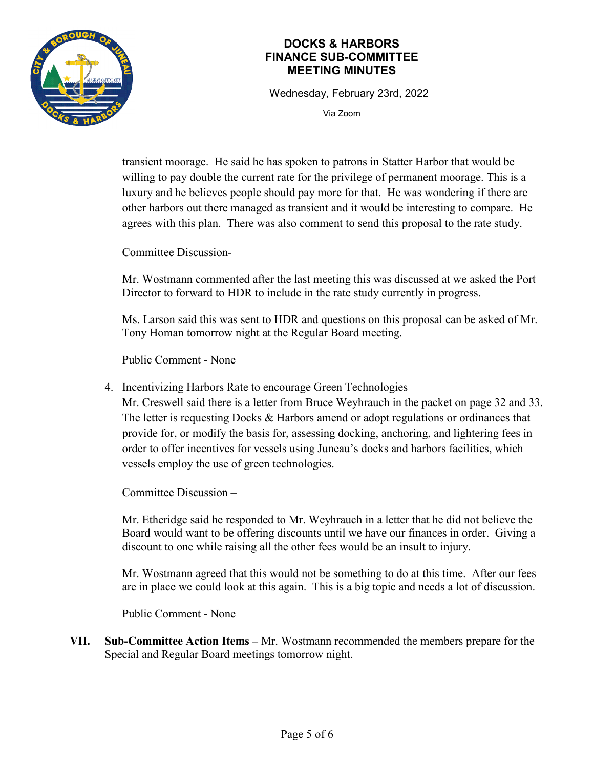transient moorage. He said he has spoken to patrons in Statter Harbor that would be willing to pay double the current rate for the privilege of permanent moorage. This is a luxury and he believes people should pay more for that. He was wondering if there are other harbors out there managed as transient and it would be interesting to compare. He agrees with this plan. There was also comment to send this proposal to the rate study.

Committee Discussion-

Mr. Wostmann commented after the last meeting this was discussed at we asked the Port Director to forward to HDR to include in the rate study currently in progress.

Ms. Larson said this was sent to HDR and questions on this proposal can be asked of Mr. Tony Homan tomorrow night at the Regular Board meeting.

Public Comment - None

4. Incentivizing Harbors Rate to encourage Green Technologies
   Mr. Creswell said there is a letter from Bruce Weyhrauch in the packet on page 32 and 33. The letter is requesting Docks & Harbors amend or adopt regulations or ordinances that provide for, or modify the basis for, assessing docking, anchoring, and lightering fees in order to offer incentives for vessels using Juneau's docks and harbors facilities, which vessels employ the use of green technologies.

   Committee Discussion –

   Mr. Etheridge said he responded to Mr. Weyhrauch in a letter that he did not believe the Board would want to be offering discounts until we have our finances in order. Giving a discount to one while raising all the other fees would be an insult to injury.

   Mr. Wostmann agreed that this would not be something to do at this time. After our fees are in place we could look at this again. This is a big topic and needs a lot of discussion.

   Public Comment - None

**VII. Sub-Committee Action Items –** Mr. Wostmann recommended the members prepare for the Special and Regular Board meetings tomorrow night.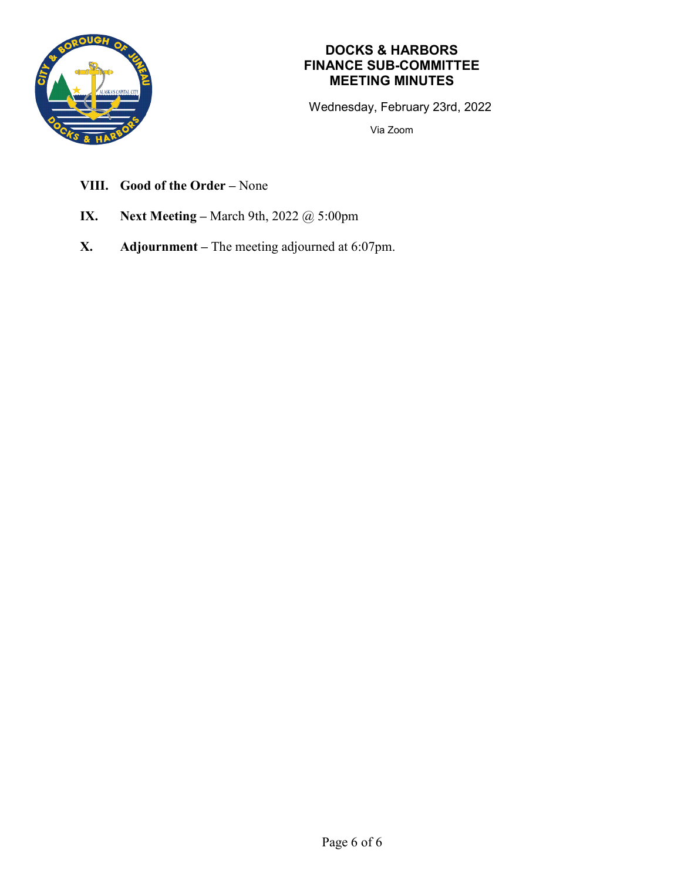**VIII. Good of the Order** – None

**IX. Next Meeting** – March 9th, 2022 @ 5:00pm

**X. Adjournment** – The meeting adjourned at 6:07pm.